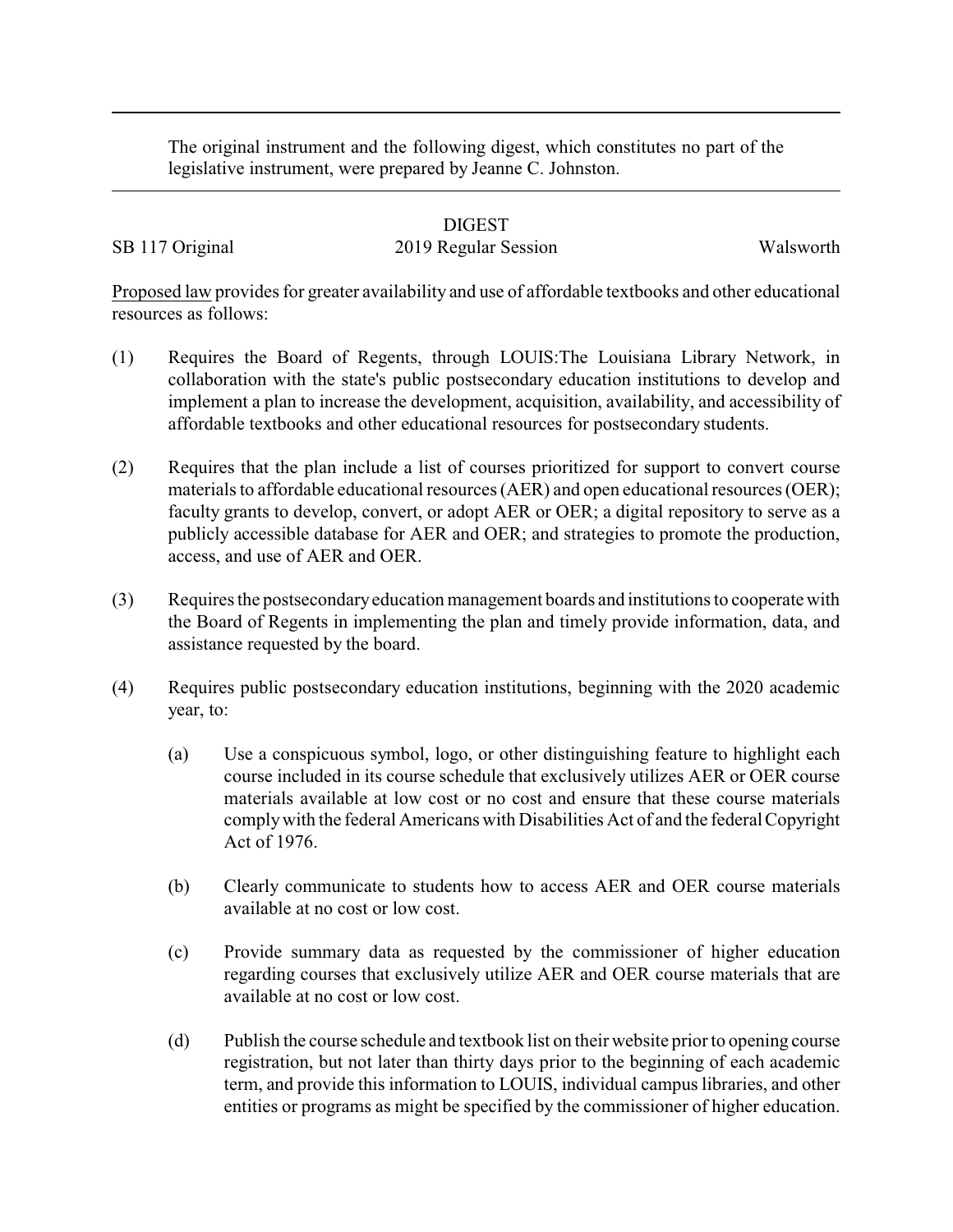The original instrument and the following digest, which constitutes no part of the legislative instrument, were prepared by Jeanne C. Johnston.

DIGEST

SB 117 Original — 2019 Regular Session — Walsworth

Proposed law provides for greater availability and use of affordable textbooks and other educational resources as follows:

(1) Requires the Board of Regents, through LOUIS:The Louisiana Library Network, in collaboration with the state's public postsecondary education institutions to develop and implement a plan to increase the development, acquisition, availability, and accessibility of affordable textbooks and other educational resources for postsecondary students.

(2) Requires that the plan include a list of courses prioritized for support to convert course materials to affordable educational resources (AER) and open educational resources (OER); faculty grants to develop, convert, or adopt AER or OER; a digital repository to serve as a publicly accessible database for AER and OER; and strategies to promote the production, access, and use of AER and OER.

(3) Requires the postsecondary education management boards and institutions to cooperate with the Board of Regents in implementing the plan and timely provide information, data, and assistance requested by the board.

(4) Requires public postsecondary education institutions, beginning with the 2020 academic year, to:

   (a) Use a conspicuous symbol, logo, or other distinguishing feature to highlight each course included in its course schedule that exclusively utilizes AER or OER course materials available at low cost or no cost and ensure that these course materials comply with the federal Americans with Disabilities Act of and the federal Copyright Act of 1976.

   (b) Clearly communicate to students how to access AER and OER course materials available at no cost or low cost.

   (c) Provide summary data as requested by the commissioner of higher education regarding courses that exclusively utilize AER and OER course materials that are available at no cost or low cost.

   (d) Publish the course schedule and textbook list on their website prior to opening course registration, but not later than thirty days prior to the beginning of each academic term, and provide this information to LOUIS, individual campus libraries, and other entities or programs as might be specified by the commissioner of higher education.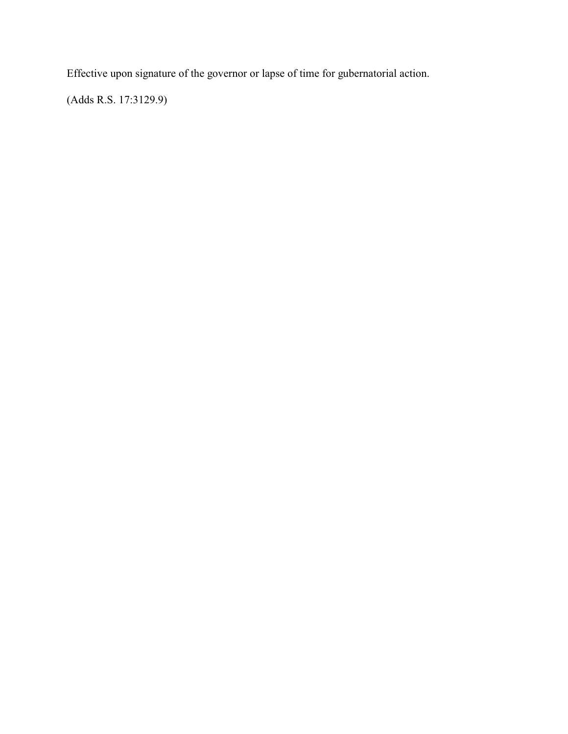Effective upon signature of the governor or lapse of time for gubernatorial action.

(Adds R.S. 17:3129.9)